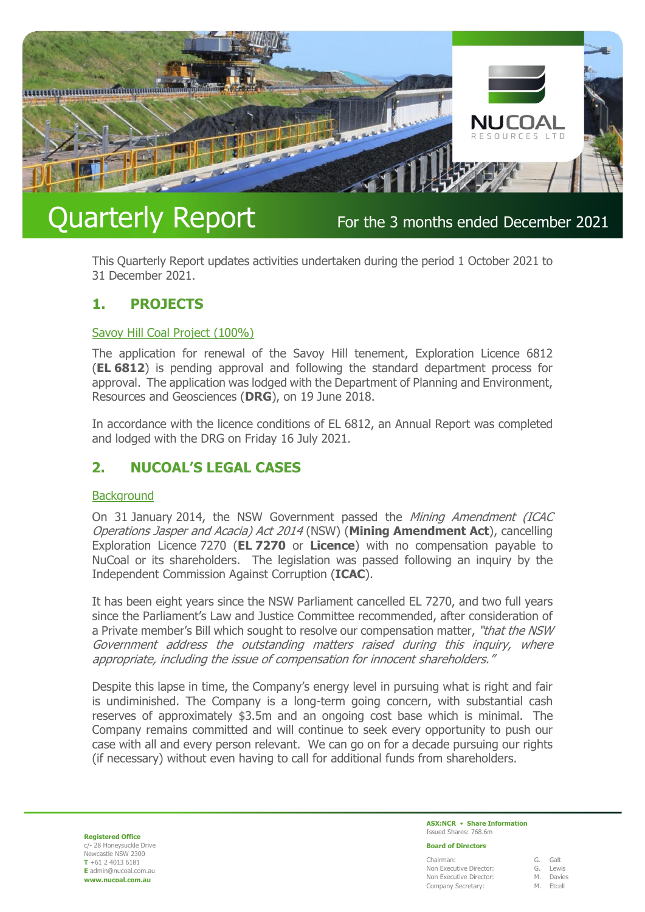# Quarterly Report

For the 3 months ended December 2021

This Quarterly Report updates activities undertaken during the period 1 October 2021 to 31 December 2021.

## 1. PROJECTS

### Savoy Hill Coal Project (100%)

The application for renewal of the Savoy Hill tenement, Exploration Licence 6812 (**EL 6812**) is pending approval and following the standard department process for approval. The application was lodged with the Department of Planning and Environment, Resources and Geosciences (**DRG**), on 19 June 2018.

In accordance with the licence conditions of EL 6812, an Annual Report was completed and lodged with the DRG on Friday 16 July 2021.

## 2. NUCOAL'S LEGAL CASES

### Background

On 31 January 2014, the NSW Government passed the *Mining Amendment (ICAC Operations Jasper and Acacia) Act 2014* (NSW) (**Mining Amendment Act**), cancelling Exploration Licence 7270 (**EL 7270** or **Licence**) with no compensation payable to NuCoal or its shareholders. The legislation was passed following an inquiry by the Independent Commission Against Corruption (**ICAC**).

It has been eight years since the NSW Parliament cancelled EL 7270, and two full years since the Parliament's Law and Justice Committee recommended, after consideration of a Private member's Bill which sought to resolve our compensation matter, *"that the NSW Government address the outstanding matters raised during this inquiry, where appropriate, including the issue of compensation for innocent shareholders."*

Despite this lapse in time, the Company's energy level in pursuing what is right and fair is undiminished. The Company is a long-term going concern, with substantial cash reserves of approximately $3.5m and an ongoing cost base which is minimal. The Company remains committed and will continue to seek every opportunity to push our case with all and every person relevant. We can go on for a decade pursuing our rights (if necessary) without even having to call for additional funds from shareholders.

**Registered Office**
c/- 28 Honeysuckle Drive
Newcastle NSW 2300
**T** +61 2 4013 6181
**E** admin@nucoal.com.au
**www.nucoal.com.au**

**ASX:NCR • Share Information**
Issued Shares: 768.6m

**Board of Directors**

| | |
|---|---|
| Chairman: | G. Galt |
| Non Executive Director: | G. Lewis |
| Non Executive Director: | M. Davies |
| Company Secretary: | M. Etcell |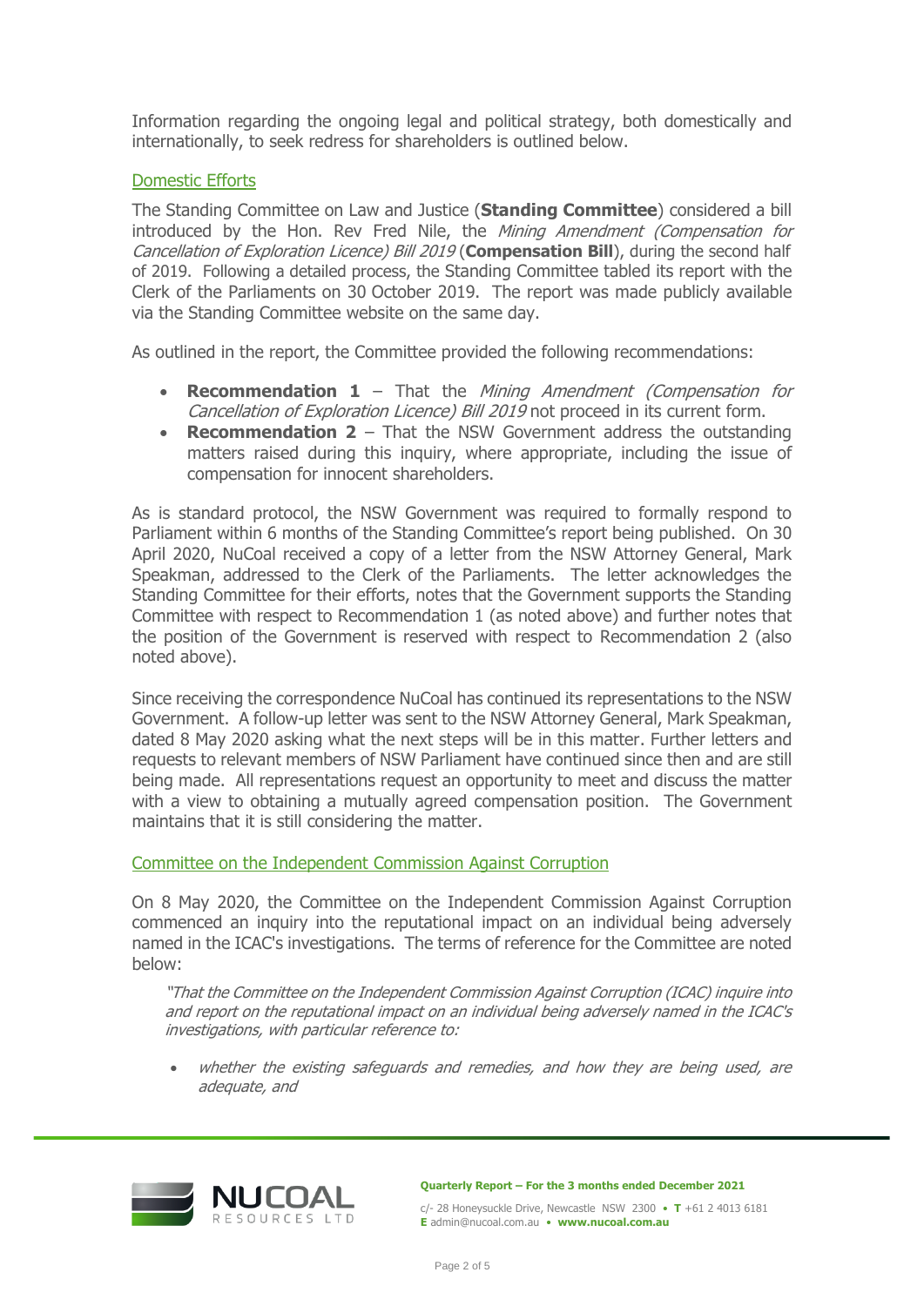Information regarding the ongoing legal and political strategy, both domestically and internationally, to seek redress for shareholders is outlined below.

## Domestic Efforts

The Standing Committee on Law and Justice (**Standing Committee**) considered a bill introduced by the Hon. Rev Fred Nile, the *Mining Amendment (Compensation for Cancellation of Exploration Licence) Bill 2019* (**Compensation Bill**), during the second half of 2019. Following a detailed process, the Standing Committee tabled its report with the Clerk of the Parliaments on 30 October 2019. The report was made publicly available via the Standing Committee website on the same day.

As outlined in the report, the Committee provided the following recommendations:

- **Recommendation 1** – That the *Mining Amendment (Compensation for Cancellation of Exploration Licence) Bill 2019* not proceed in its current form.
- **Recommendation 2** – That the NSW Government address the outstanding matters raised during this inquiry, where appropriate, including the issue of compensation for innocent shareholders.

As is standard protocol, the NSW Government was required to formally respond to Parliament within 6 months of the Standing Committee's report being published. On 30 April 2020, NuCoal received a copy of a letter from the NSW Attorney General, Mark Speakman, addressed to the Clerk of the Parliaments. The letter acknowledges the Standing Committee for their efforts, notes that the Government supports the Standing Committee with respect to Recommendation 1 (as noted above) and further notes that the position of the Government is reserved with respect to Recommendation 2 (also noted above).

Since receiving the correspondence NuCoal has continued its representations to the NSW Government. A follow-up letter was sent to the NSW Attorney General, Mark Speakman, dated 8 May 2020 asking what the next steps will be in this matter. Further letters and requests to relevant members of NSW Parliament have continued since then and are still being made. All representations request an opportunity to meet and discuss the matter with a view to obtaining a mutually agreed compensation position. The Government maintains that it is still considering the matter.

## Committee on the Independent Commission Against Corruption

On 8 May 2020, the Committee on the Independent Commission Against Corruption commenced an inquiry into the reputational impact on an individual being adversely named in the ICAC's investigations. The terms of reference for the Committee are noted below:

> *"That the Committee on the Independent Commission Against Corruption (ICAC) inquire into and report on the reputational impact on an individual being adversely named in the ICAC's investigations, with particular reference to:*
>
> - *whether the existing safeguards and remedies, and how they are being used, are adequate, and*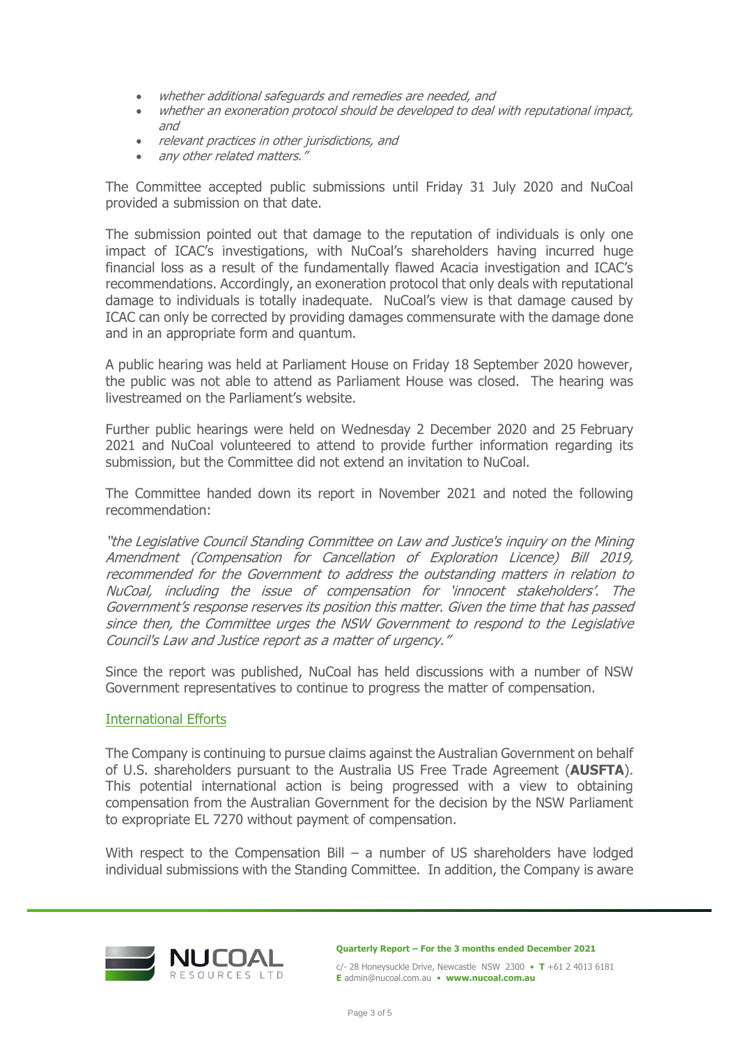- *whether additional safeguards and remedies are needed, and*
- *whether an exoneration protocol should be developed to deal with reputational impact, and*
- *relevant practices in other jurisdictions, and*
- *any other related matters."*

The Committee accepted public submissions until Friday 31 July 2020 and NuCoal provided a submission on that date.

The submission pointed out that damage to the reputation of individuals is only one impact of ICAC's investigations, with NuCoal's shareholders having incurred huge financial loss as a result of the fundamentally flawed Acacia investigation and ICAC's recommendations. Accordingly, an exoneration protocol that only deals with reputational damage to individuals is totally inadequate. NuCoal's view is that damage caused by ICAC can only be corrected by providing damages commensurate with the damage done and in an appropriate form and quantum.

A public hearing was held at Parliament House on Friday 18 September 2020 however, the public was not able to attend as Parliament House was closed. The hearing was livestreamed on the Parliament's website.

Further public hearings were held on Wednesday 2 December 2020 and 25 February 2021 and NuCoal volunteered to attend to provide further information regarding its submission, but the Committee did not extend an invitation to NuCoal.

The Committee handed down its report in November 2021 and noted the following recommendation:

*"the Legislative Council Standing Committee on Law and Justice's inquiry on the Mining Amendment (Compensation for Cancellation of Exploration Licence) Bill 2019, recommended for the Government to address the outstanding matters in relation to NuCoal, including the issue of compensation for 'innocent stakeholders'. The Government's response reserves its position this matter. Given the time that has passed since then, the Committee urges the NSW Government to respond to the Legislative Council's Law and Justice report as a matter of urgency."*

Since the report was published, NuCoal has held discussions with a number of NSW Government representatives to continue to progress the matter of compensation.

## International Efforts

The Company is continuing to pursue claims against the Australian Government on behalf of U.S. shareholders pursuant to the Australia US Free Trade Agreement (**AUSFTA**). This potential international action is being progressed with a view to obtaining compensation from the Australian Government for the decision by the NSW Parliament to expropriate EL 7270 without payment of compensation.

With respect to the Compensation Bill – a number of US shareholders have lodged individual submissions with the Standing Committee. In addition, the Company is aware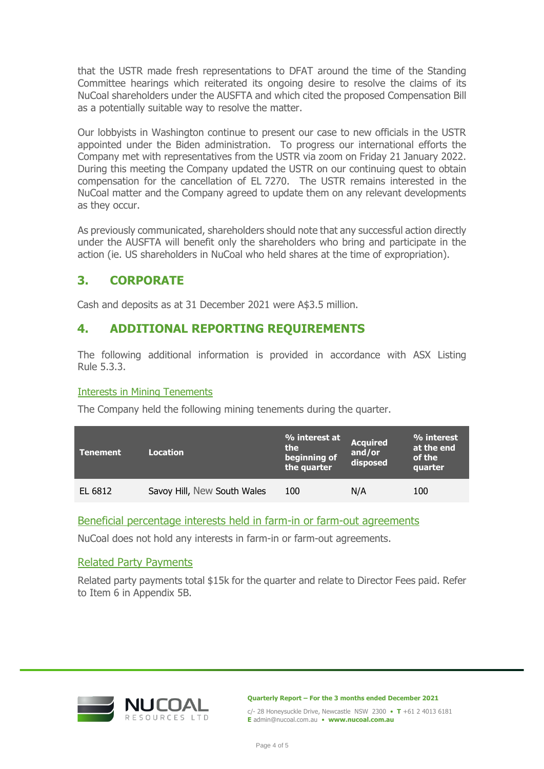that the USTR made fresh representations to DFAT around the time of the Standing Committee hearings which reiterated its ongoing desire to resolve the claims of its NuCoal shareholders under the AUSFTA and which cited the proposed Compensation Bill as a potentially suitable way to resolve the matter.

Our lobbyists in Washington continue to present our case to new officials in the USTR appointed under the Biden administration. To progress our international efforts the Company met with representatives from the USTR via zoom on Friday 21 January 2022. During this meeting the Company updated the USTR on our continuing quest to obtain compensation for the cancellation of EL 7270. The USTR remains interested in the NuCoal matter and the Company agreed to update them on any relevant developments as they occur.

As previously communicated, shareholders should note that any successful action directly under the AUSFTA will benefit only the shareholders who bring and participate in the action (ie. US shareholders in NuCoal who held shares at the time of expropriation).

## 3. CORPORATE

Cash and deposits as at 31 December 2021 were A$3.5 million.

## 4. ADDITIONAL REPORTING REQUIREMENTS

The following additional information is provided in accordance with ASX Listing Rule 5.3.3.

### Interests in Mining Tenements

The Company held the following mining tenements during the quarter.

| Tenement | Location | % interest at the beginning of the quarter | Acquired and/or disposed | % interest at the end of the quarter |
|---|---|---|---|---|
| EL 6812 | Savoy Hill, New South Wales | 100 | N/A | 100 |

### Beneficial percentage interests held in farm-in or farm-out agreements

NuCoal does not hold any interests in farm-in or farm-out agreements.

### Related Party Payments

Related party payments total $15k for the quarter and relate to Director Fees paid. Refer to Item 6 in Appendix 5B.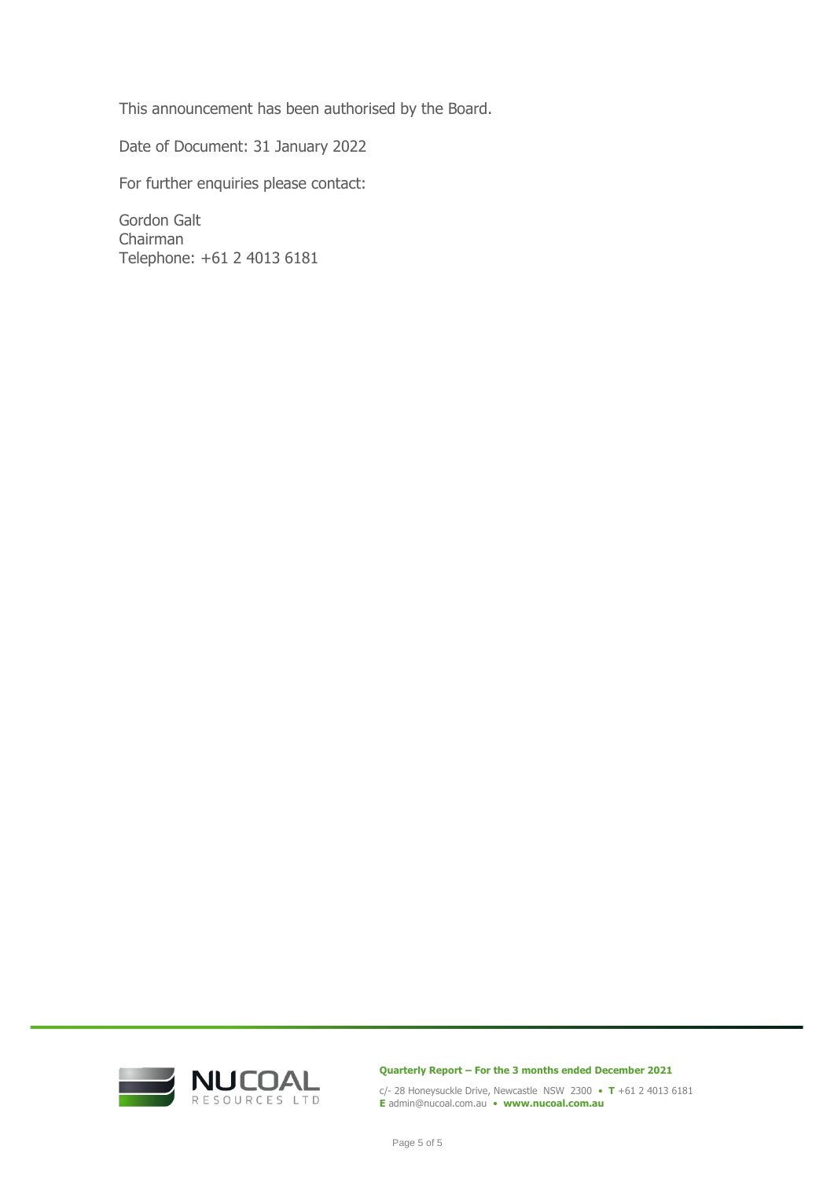This announcement has been authorised by the Board.

Date of Document: 31 January 2022

For further enquiries please contact:

Gordon Galt  
Chairman  
Telephone: +61 2 4013 6181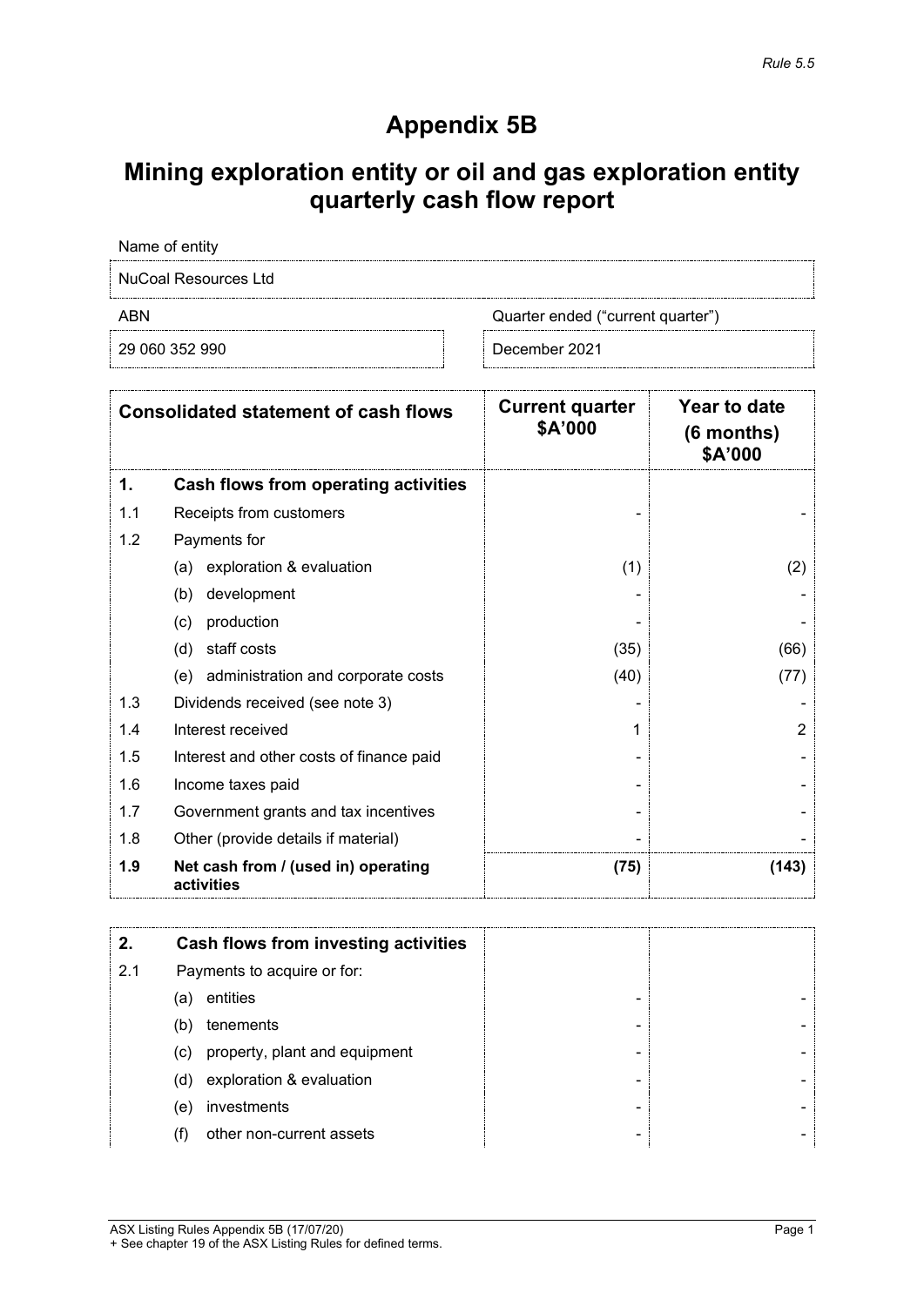*Rule 5.5*

# Appendix 5B

## Mining exploration entity or oil and gas exploration entity quarterly cash flow report

| Name of entity | |
|---|---|
| NuCoal Resources Ltd | |
| **ABN** | **Quarter ended ("current quarter")** |
| 29 060 352 990 | December 2021 |

| | Consolidated statement of cash flows | Current quarter $A'000 | Year to date (6 months) $A'000 |
|---|---|---|---|
| **1.** | **Cash flows from operating activities** | | |
| 1.1 | Receipts from customers | - | - |
| 1.2 | Payments for | | |
| | (a) exploration & evaluation | (1) | (2) |
| | (b) development | - | - |
| | (c) production | - | - |
| | (d) staff costs | (35) | (66) |
| | (e) administration and corporate costs | (40) | (77) |
| 1.3 | Dividends received (see note 3) | - | - |
| 1.4 | Interest received | 1 | 2 |
| 1.5 | Interest and other costs of finance paid | - | - |
| 1.6 | Income taxes paid | - | - |
| 1.7 | Government grants and tax incentives | - | - |
| 1.8 | Other (provide details if material) | - | - |
| **1.9** | **Net cash from / (used in) operating activities** | **(75)** | **(143)** |

| | | | |
|---|---|---|---|
| **2.** | **Cash flows from investing activities** | | |
| 2.1 | Payments to acquire or for: | | |
| | (a) entities | - | - |
| | (b) tenements | - | - |
| | (c) property, plant and equipment | - | - |
| | (d) exploration & evaluation | - | - |
| | (e) investments | - | - |
| | (f) other non-current assets | - | - |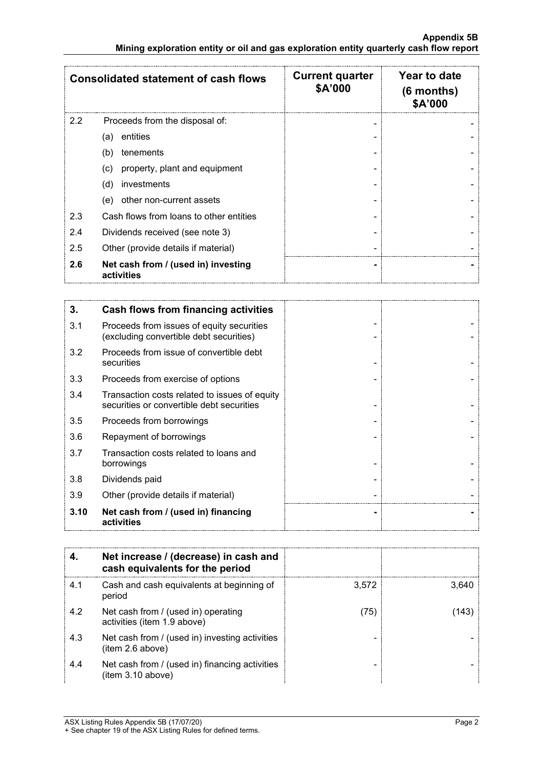| Consolidated statement of cash flows | | Current quarter $A'000 | Year to date (6 months) $A'000 |
|---|---|---|---|
| 2.2 | Proceeds from the disposal of: | - | - |
| | (a) entities | - | - |
| | (b) tenements | - | - |
| | (c) property, plant and equipment | - | - |
| | (d) investments | - | - |
| | (e) other non-current assets | - | - |
| 2.3 | Cash flows from loans to other entities | - | - |
| 2.4 | Dividends received (see note 3) | - | - |
| 2.5 | Other (provide details if material) | - | - |
| **2.6** | **Net cash from / (used in) investing activities** | **-** | **-** |

| **3.** | **Cash flows from financing activities** | | |
|---|---|---|---|
| 3.1 | Proceeds from issues of equity securities (excluding convertible debt securities) | - | - |
| 3.2 | Proceeds from issue of convertible debt securities | - | - |
| 3.3 | Proceeds from exercise of options | - | - |
| 3.4 | Transaction costs related to issues of equity securities or convertible debt securities | - | - |
| 3.5 | Proceeds from borrowings | - | - |
| 3.6 | Repayment of borrowings | - | - |
| 3.7 | Transaction costs related to loans and borrowings | - | - |
| 3.8 | Dividends paid | - | - |
| 3.9 | Other (provide details if material) | - | - |
| **3.10** | **Net cash from / (used in) financing activities** | **-** | **-** |

| **4.** | **Net increase / (decrease) in cash and cash equivalents for the period** | | |
|---|---|---|---|
| 4.1 | Cash and cash equivalents at beginning of period | 3,572 | 3,640 |
| 4.2 | Net cash from / (used in) operating activities (item 1.9 above) | (75) | (143) |
| 4.3 | Net cash from / (used in) investing activities (item 2.6 above) | - | - |
| 4.4 | Net cash from / (used in) financing activities (item 3.10 above) | - | - |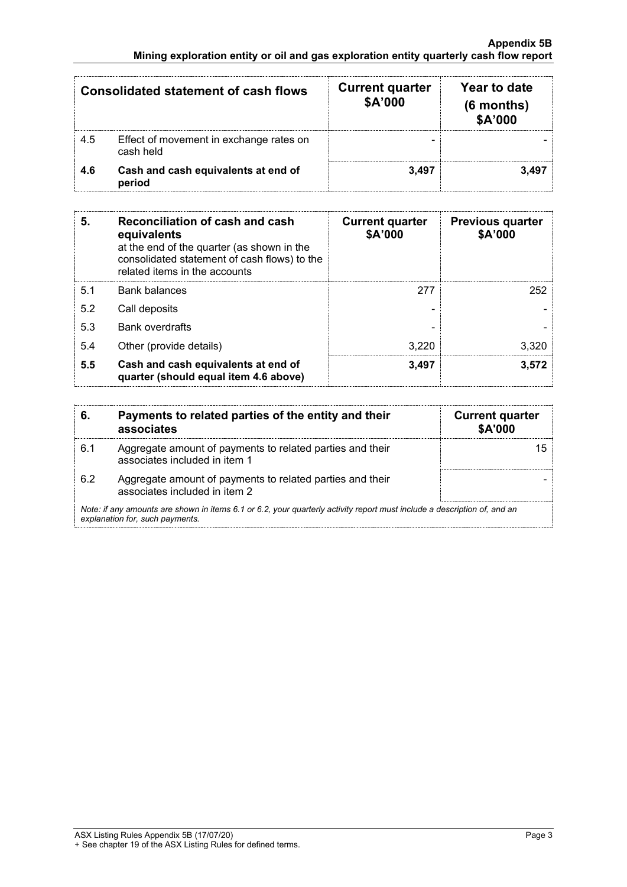| Consolidated statement of cash flows | | Current quarter $A'000 | Year to date (6 months) $A'000 |
|---|---|---|---|
| 4.5 | Effect of movement in exchange rates on cash held | - | - |
| **4.6** | **Cash and cash equivalents at end of period** | **3,497** | **3,497** |

| **5.** | **Reconciliation of cash and cash equivalents** at the end of the quarter (as shown in the consolidated statement of cash flows) to the related items in the accounts | **Current quarter $A'000** | **Previous quarter $A'000** |
|---|---|---|---|
| 5.1 | Bank balances | 277 | 252 |
| 5.2 | Call deposits | - | - |
| 5.3 | Bank overdrafts | - | - |
| 5.4 | Other (provide details) | 3,220 | 3,320 |
| **5.5** | **Cash and cash equivalents at end of quarter (should equal item 4.6 above)** | **3,497** | **3,572** |

| **6.** | **Payments to related parties of the entity and their associates** | **Current quarter $A'000** |
|---|---|---|
| 6.1 | Aggregate amount of payments to related parties and their associates included in item 1 | 15 |
| 6.2 | Aggregate amount of payments to related parties and their associates included in item 2 | - |

*Note: if any amounts are shown in items 6.1 or 6.2, your quarterly activity report must include a description of, and an explanation for, such payments.*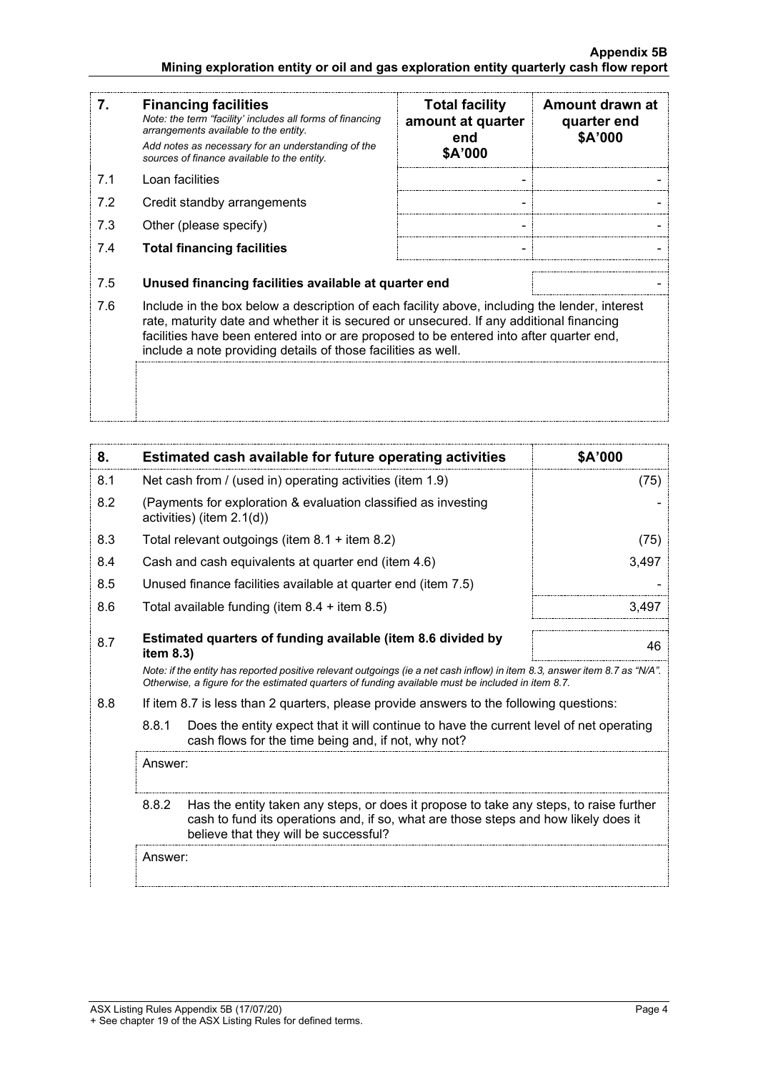| 7. | **Financing facilities** *Note: the term "facility' includes all forms of financing arrangements available to the entity.* *Add notes as necessary for an understanding of the sources of finance available to the entity.* | **Total facility amount at quarter end $A'000** | **Amount drawn at quarter end $A'000** |
|---|---|---|---|
| 7.1 | Loan facilities | - | - |
| 7.2 | Credit standby arrangements | - | - |
| 7.3 | Other (please specify) | - | - |
| 7.4 | **Total financing facilities** | - | - |

| | | |
|---|---|---|
| 7.5 | **Unused financing facilities available at quarter end** | - |

7.6 Include in the box below a description of each facility above, including the lender, interest rate, maturity date and whether it is secured or unsecured. If any additional financing facilities have been entered into or are proposed to be entered into after quarter end, include a note providing details of those facilities as well.

| 8. | **Estimated cash available for future operating activities** | **$A'000** |
|---|---|---|
| 8.1 | Net cash from / (used in) operating activities (item 1.9) | (75) |
| 8.2 | (Payments for exploration & evaluation classified as investing activities) (item 2.1(d)) | - |
| 8.3 | Total relevant outgoings (item 8.1 + item 8.2) | (75) |
| 8.4 | Cash and cash equivalents at quarter end (item 4.6) | 3,497 |
| 8.5 | Unused finance facilities available at quarter end (item 7.5) | - |
| 8.6 | Total available funding (item 8.4 + item 8.5) | 3,497 |
| 8.7 | **Estimated quarters of funding available (item 8.6 divided by item 8.3)** | 46 |

*Note: if the entity has reported positive relevant outgoings (ie a net cash inflow) in item 8.3, answer item 8.7 as "N/A". Otherwise, a figure for the estimated quarters of funding available must be included in item 8.7.*

8.8 If item 8.7 is less than 2 quarters, please provide answers to the following questions:

8.8.1 Does the entity expect that it will continue to have the current level of net operating cash flows for the time being and, if not, why not?

Answer:

8.8.2 Has the entity taken any steps, or does it propose to take any steps, to raise further cash to fund its operations and, if so, what are those steps and how likely does it believe that they will be successful?

Answer: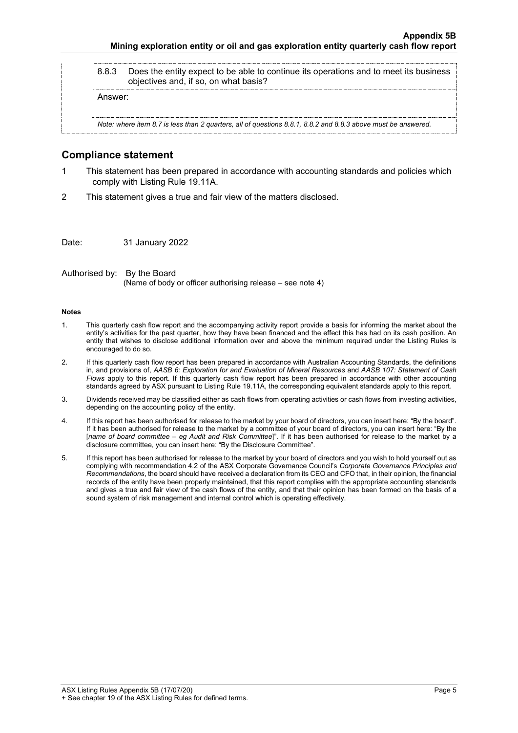| | |
|---|---|
| 8.8.3 | Does the entity expect to be able to continue its operations and to meet its business objectives and, if so, on what basis? |
| Answer: | |
| *Note: where item 8.7 is less than 2 quarters, all of questions 8.8.1, 8.8.2 and 8.8.3 above must be answered.* | |

## Compliance statement

1 This statement has been prepared in accordance with accounting standards and policies which comply with Listing Rule 19.11A.

2 This statement gives a true and fair view of the matters disclosed.

Date: 31 January 2022

Authorised by: By the Board
(Name of body or officer authorising release – see note 4)

#### Notes

1. This quarterly cash flow report and the accompanying activity report provide a basis for informing the market about the entity's activities for the past quarter, how they have been financed and the effect this has had on its cash position. An entity that wishes to disclose additional information over and above the minimum required under the Listing Rules is encouraged to do so.
2. If this quarterly cash flow report has been prepared in accordance with Australian Accounting Standards, the definitions in, and provisions of, *AASB 6: Exploration for and Evaluation of Mineral Resources* and *AASB 107: Statement of Cash Flows* apply to this report. If this quarterly cash flow report has been prepared in accordance with other accounting standards agreed by ASX pursuant to Listing Rule 19.11A, the corresponding equivalent standards apply to this report.
3. Dividends received may be classified either as cash flows from operating activities or cash flows from investing activities, depending on the accounting policy of the entity.
4. If this report has been authorised for release to the market by your board of directors, you can insert here: "By the board". If it has been authorised for release to the market by a committee of your board of directors, you can insert here: "By the [*name of board committee – eg Audit and Risk Committee*]". If it has been authorised for release to the market by a disclosure committee, you can insert here: "By the Disclosure Committee".
5. If this report has been authorised for release to the market by your board of directors and you wish to hold yourself out as complying with recommendation 4.2 of the ASX Corporate Governance Council's *Corporate Governance Principles and Recommendations*, the board should have received a declaration from its CEO and CFO that, in their opinion, the financial records of the entity have been properly maintained, that this report complies with the appropriate accounting standards and gives a true and fair view of the cash flows of the entity, and that their opinion has been formed on the basis of a sound system of risk management and internal control which is operating effectively.